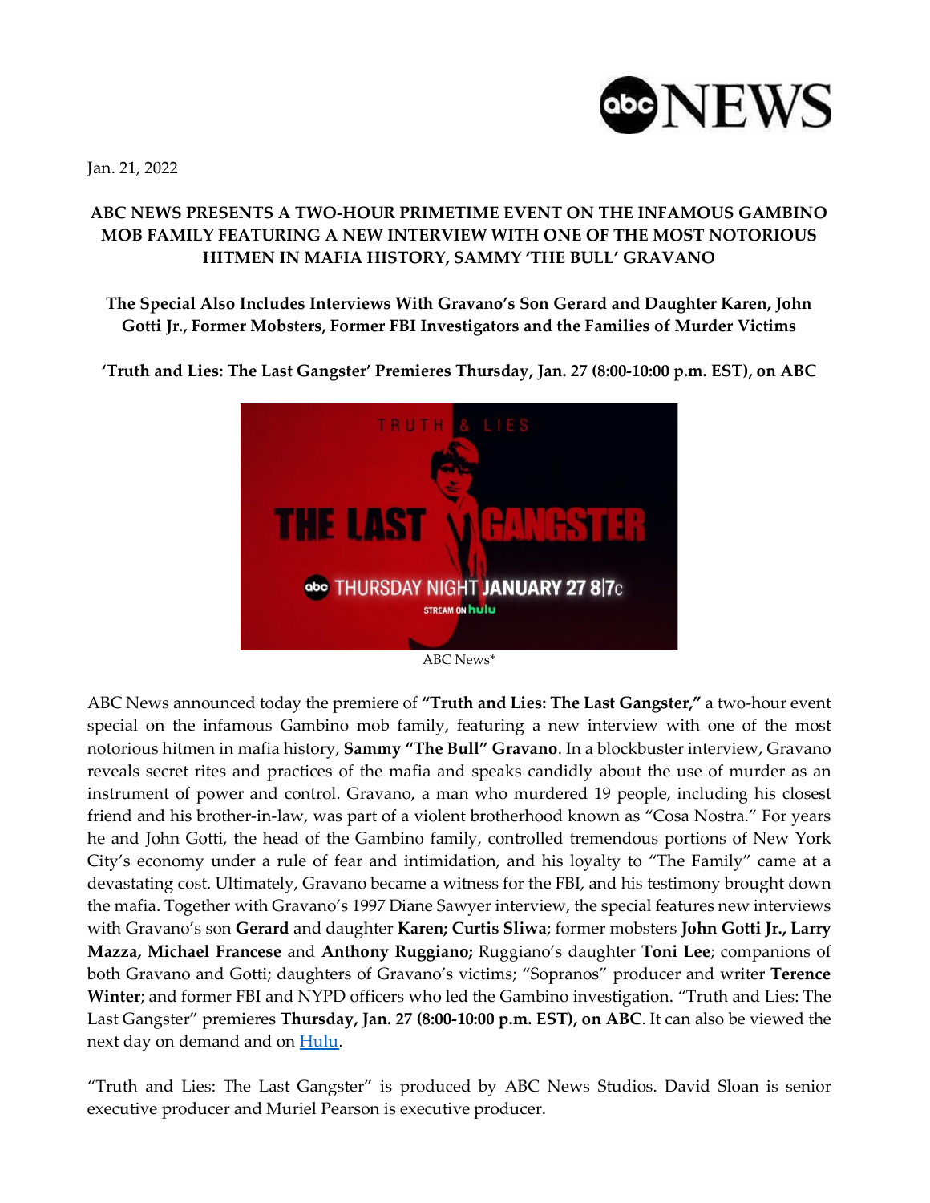Jan. 21, 2022

# ABC NEWS PRESENTS A TWO-HOUR PRIMETIME EVENT ON THE INFAMOUS GAMBINO MOB FAMILY FEATURING A NEW INTERVIEW WITH ONE OF THE MOST NOTORIOUS HITMEN IN MAFIA HISTORY, SAMMY 'THE BULL' GRAVANO

**The Special Also Includes Interviews With Gravano's Son Gerard and Daughter Karen, John Gotti Jr., Former Mobsters, Former FBI Investigators and the Families of Murder Victims**

**'Truth and Lies: The Last Gangster' Premieres Thursday, Jan. 27 (8:00-10:00 p.m. EST), on ABC**

ABC News*

ABC News announced today the premiere of **"Truth and Lies: The Last Gangster,"** a two-hour event special on the infamous Gambino mob family, featuring a new interview with one of the most notorious hitmen in mafia history, **Sammy "The Bull" Gravano**. In a blockbuster interview, Gravano reveals secret rites and practices of the mafia and speaks candidly about the use of murder as an instrument of power and control. Gravano, a man who murdered 19 people, including his closest friend and his brother-in-law, was part of a violent brotherhood known as "Cosa Nostra." For years he and John Gotti, the head of the Gambino family, controlled tremendous portions of New York City's economy under a rule of fear and intimidation, and his loyalty to "The Family" came at a devastating cost. Ultimately, Gravano became a witness for the FBI, and his testimony brought down the mafia. Together with Gravano's 1997 Diane Sawyer interview, the special features new interviews with Gravano's son **Gerard** and daughter **Karen; Curtis Sliwa**; former mobsters **John Gotti Jr., Larry Mazza, Michael Francese** and **Anthony Ruggiano;** Ruggiano's daughter **Toni Lee**; companions of both Gravano and Gotti; daughters of Gravano's victims; "Sopranos" producer and writer **Terence Winter**; and former FBI and NYPD officers who led the Gambino investigation. "Truth and Lies: The Last Gangster" premieres **Thursday, Jan. 27 (8:00-10:00 p.m. EST), on ABC**. It can also be viewed the next day on demand and on Hulu.

"Truth and Lies: The Last Gangster" is produced by ABC News Studios. David Sloan is senior executive producer and Muriel Pearson is executive producer.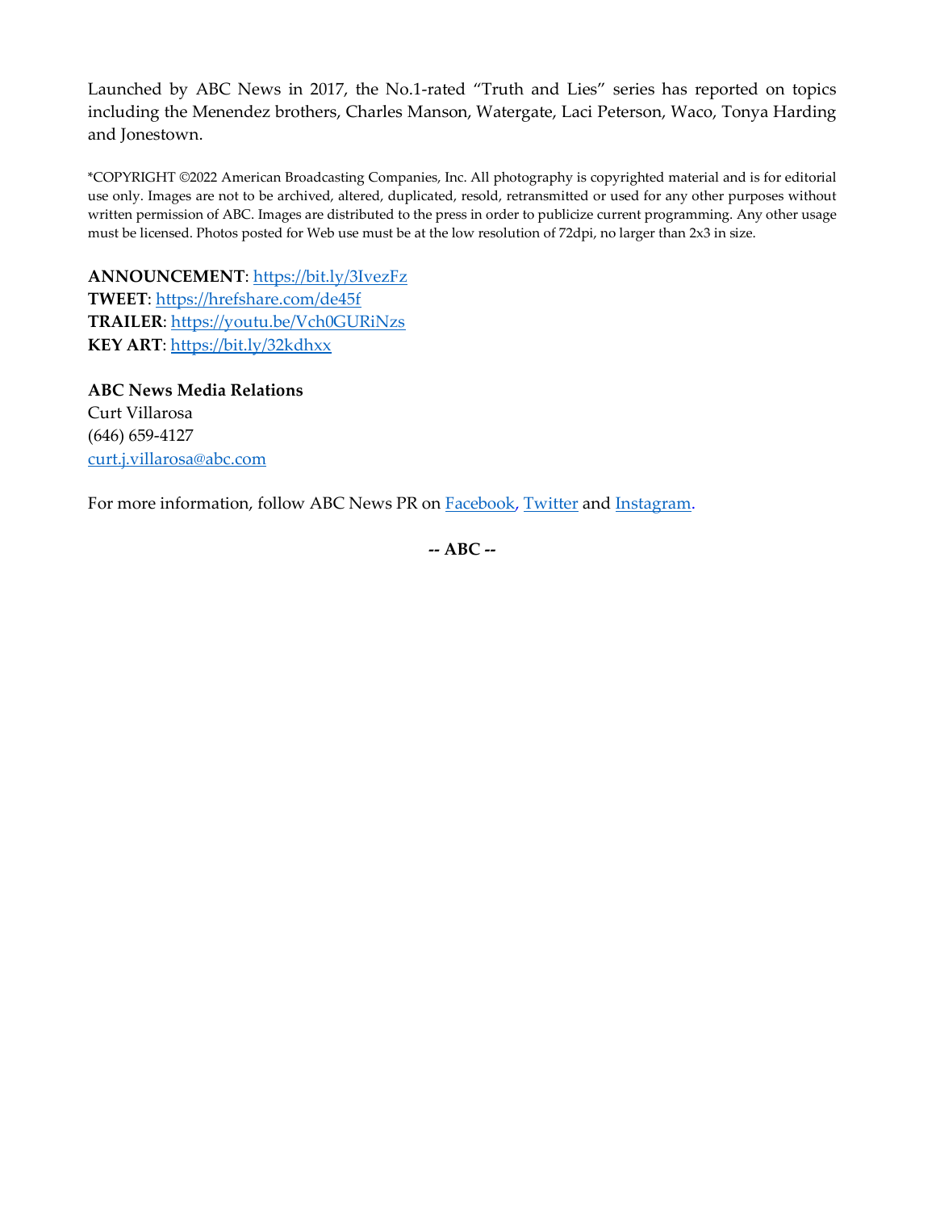Launched by ABC News in 2017, the No.1-rated "Truth and Lies" series has reported on topics including the Menendez brothers, Charles Manson, Watergate, Laci Peterson, Waco, Tonya Harding and Jonestown.

*COPYRIGHT ©2022 American Broadcasting Companies, Inc. All photography is copyrighted material and is for editorial use only. Images are not to be archived, altered, duplicated, resold, retransmitted or used for any other purposes without written permission of ABC. Images are distributed to the press in order to publicize current programming. Any other usage must be licensed. Photos posted for Web use must be at the low resolution of 72dpi, no larger than 2x3 in size.

**ANNOUNCEMENT**: https://bit.ly/3IvezFz
**TWEET**: https://hrefshare.com/de45f
**TRAILER**: https://youtu.be/Vch0GURiNzs
**KEY ART**: https://bit.ly/32kdhxx

**ABC News Media Relations**
Curt Villarosa
(646) 659-4127
curt.j.villarosa@abc.com

For more information, follow ABC News PR on Facebook, Twitter and Instagram.

**-- ABC --**